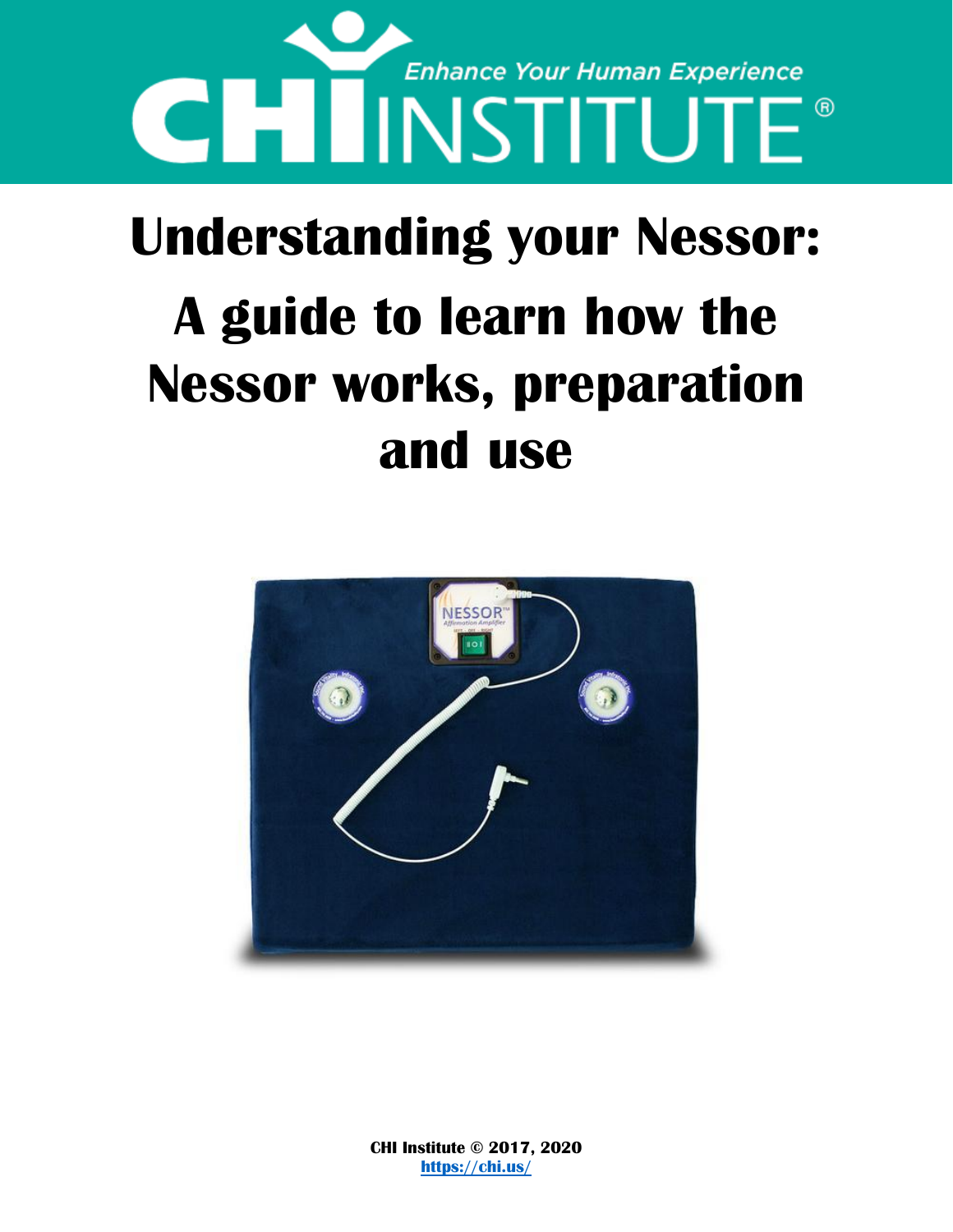# Understanding your Nessor: A guide to learn how the Nessor works, preparation and use

**CHI Institute © 2017, 2020**
**https://chi.us/**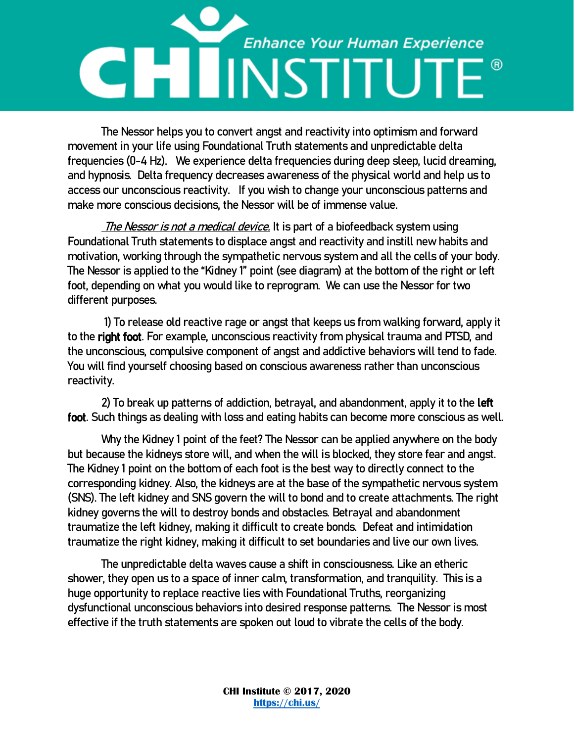The Nessor helps you to convert angst and reactivity into optimism and forward movement in your life using Foundational Truth statements and unpredictable delta frequencies (0-4 Hz). We experience delta frequencies during deep sleep, lucid dreaming, and hypnosis. Delta frequency decreases awareness of the physical world and help us to access our unconscious reactivity. If you wish to change your unconscious patterns and make more conscious decisions, the Nessor will be of immense value.

*The Nessor is not a medical device.* It is part of a biofeedback system using Foundational Truth statements to displace angst and reactivity and instill new habits and motivation, working through the sympathetic nervous system and all the cells of your body. The Nessor is applied to the "Kidney 1" point (see diagram) at the bottom of the right or left foot, depending on what you would like to reprogram. We can use the Nessor for two different purposes.

1) To release old reactive rage or angst that keeps us from walking forward, apply it to the **right foot**. For example, unconscious reactivity from physical trauma and PTSD, and the unconscious, compulsive component of angst and addictive behaviors will tend to fade. You will find yourself choosing based on conscious awareness rather than unconscious reactivity.

2) To break up patterns of addiction, betrayal, and abandonment, apply it to the **left foot**. Such things as dealing with loss and eating habits can become more conscious as well.

Why the Kidney 1 point of the feet? The Nessor can be applied anywhere on the body but because the kidneys store will, and when the will is blocked, they store fear and angst. The Kidney 1 point on the bottom of each foot is the best way to directly connect to the corresponding kidney. Also, the kidneys are at the base of the sympathetic nervous system (SNS). The left kidney and SNS govern the will to bond and to create attachments. The right kidney governs the will to destroy bonds and obstacles. Betrayal and abandonment traumatize the left kidney, making it difficult to create bonds. Defeat and intimidation traumatize the right kidney, making it difficult to set boundaries and live our own lives.

The unpredictable delta waves cause a shift in consciousness. Like an etheric shower, they open us to a space of inner calm, transformation, and tranquility. This is a huge opportunity to replace reactive lies with Foundational Truths, reorganizing dysfunctional unconscious behaviors into desired response patterns. The Nessor is most effective if the truth statements are spoken out loud to vibrate the cells of the body.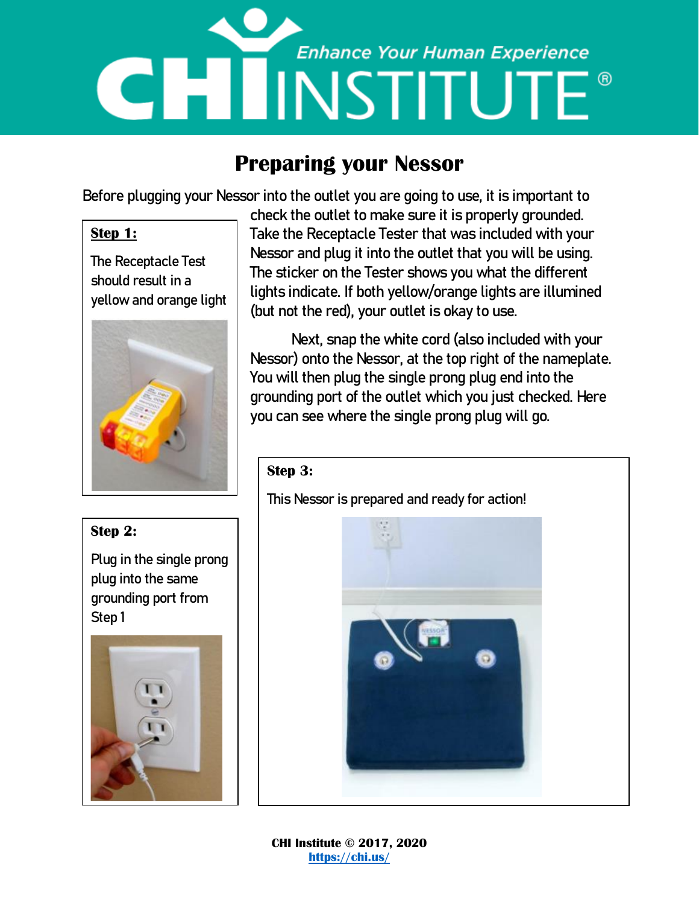# Preparing your Nessor

Before plugging your Nessor into the outlet you are going to use, it is important to check the outlet to make sure it is properly grounded. Take the Receptacle Tester that was included with your Nessor and plug it into the outlet that you will be using. The sticker on the Tester shows you what the different lights indicate. If both yellow/orange lights are illumined (but not the red), your outlet is okay to use.

Next, snap the white cord (also included with your Nessor) onto the Nessor, at the top right of the nameplate. You will then plug the single prong plug end into the grounding port of the outlet which you just checked. Here you can see where the single prong plug will go.

**Step 1:**

The Receptacle Test should result in a yellow and orange light

**Step 2:**

Plug in the single prong plug into the same grounding port from Step 1

**Step 3:**

This Nessor is prepared and ready for action!

**CHI Institute © 2017, 2020**
https://chi.us/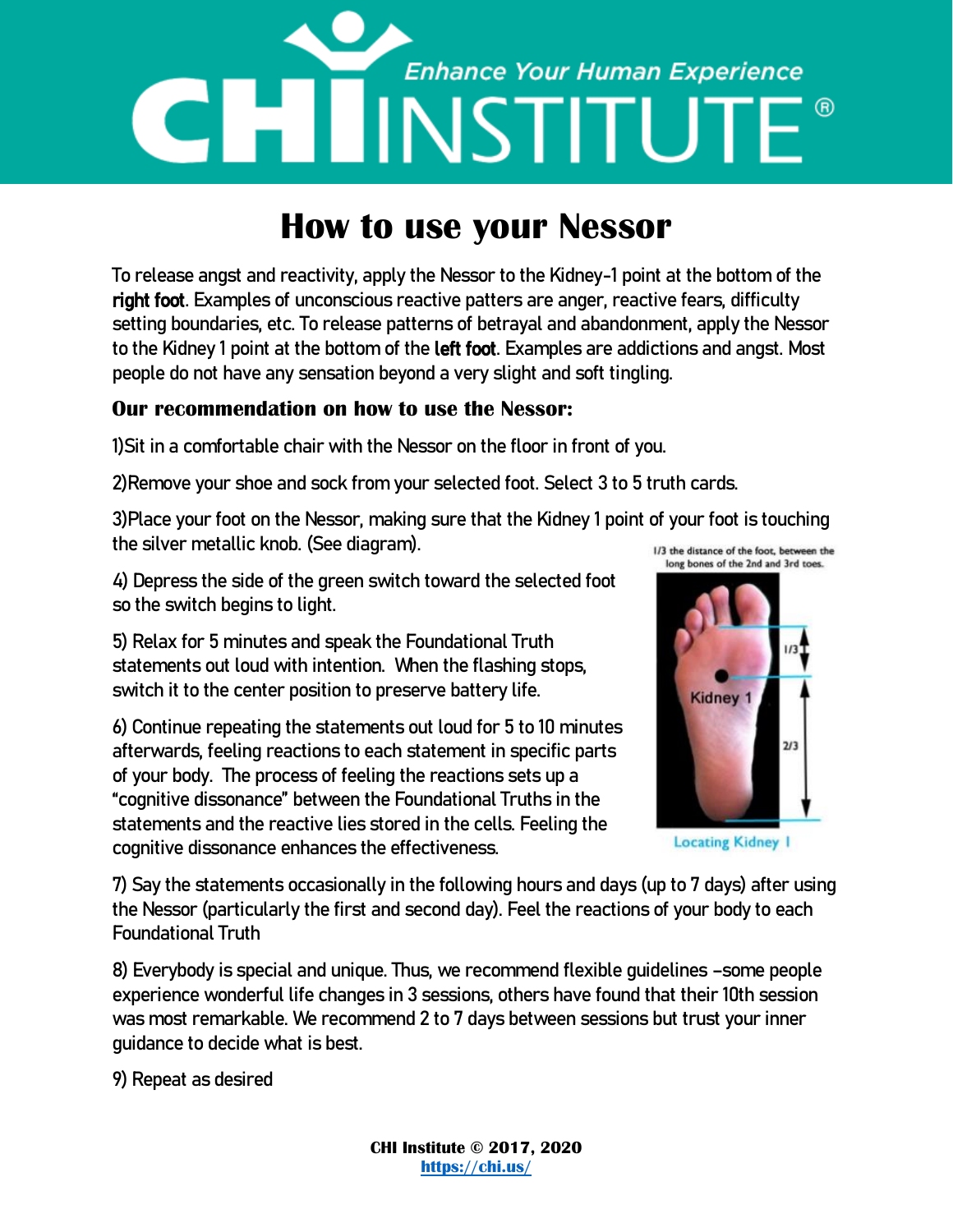CHI INSTITUTE® Enhance Your Human Experience

# How to use your Nessor

To release angst and reactivity, apply the Nessor to the Kidney-1 point at the bottom of the **right foot**. Examples of unconscious reactive patters are anger, reactive fears, difficulty setting boundaries, etc. To release patterns of betrayal and abandonment, apply the Nessor to the Kidney 1 point at the bottom of the **left foot**. Examples are addictions and angst. Most people do not have any sensation beyond a very slight and soft tingling.

### Our recommendation on how to use the Nessor:

1)Sit in a comfortable chair with the Nessor on the floor in front of you.

2)Remove your shoe and sock from your selected foot. Select 3 to 5 truth cards.

3)Place your foot on the Nessor, making sure that the Kidney 1 point of your foot is touching the silver metallic knob. (See diagram).

4) Depress the side of the green switch toward the selected foot so the switch begins to light.

5) Relax for 5 minutes and speak the Foundational Truth statements out loud with intention. When the flashing stops, switch it to the center position to preserve battery life.

6) Continue repeating the statements out loud for 5 to 10 minutes afterwards, feeling reactions to each statement in specific parts of your body. The process of feeling the reactions sets up a "cognitive dissonance" between the Foundational Truths in the statements and the reactive lies stored in the cells. Feeling the cognitive dissonance enhances the effectiveness.

1/3 the distance of the foot, between the long bones of the 2nd and 3rd toes.

1/3

Kidney 1

2/3

Locating Kidney 1

7) Say the statements occasionally in the following hours and days (up to 7 days) after using the Nessor (particularly the first and second day). Feel the reactions of your body to each Foundational Truth

8) Everybody is special and unique. Thus, we recommend flexible guidelines –some people experience wonderful life changes in 3 sessions, others have found that their 10th session was most remarkable. We recommend 2 to 7 days between sessions but trust your inner guidance to decide what is best.

9) Repeat as desired

**CHI Institute © 2017, 2020**
**https://chi.us/**